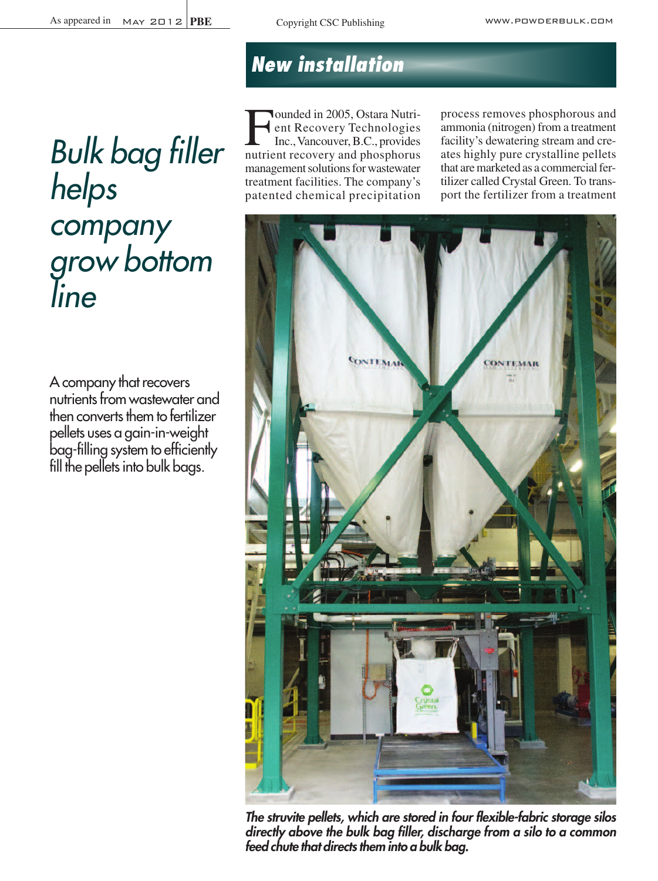New installation

# Bulk bag filler helps company grow bottom line

A company that recovers nutrients from wastewater and then converts them to fertilizer pellets uses a gain-in-weight bag-filling system to efficiently fill the pellets into bulk bags.

Founded in 2005, Ostara Nutrient Recovery Technologies Inc., Vancouver, B.C., provides nutrient recovery and phosphorus management solutions for wastewater treatment facilities. The company's patented chemical precipitation process removes phosphorous and ammonia (nitrogen) from a treatment facility's dewatering stream and creates highly pure crystalline pellets that are marketed as a commercial fertilizer called Crystal Green. To transport the fertilizer from a treatment

*The struvite pellets, which are stored in four flexible-fabric storage silos directly above the bulk bag filler, discharge from a silo to a common feed chute that directs them into a bulk bag.*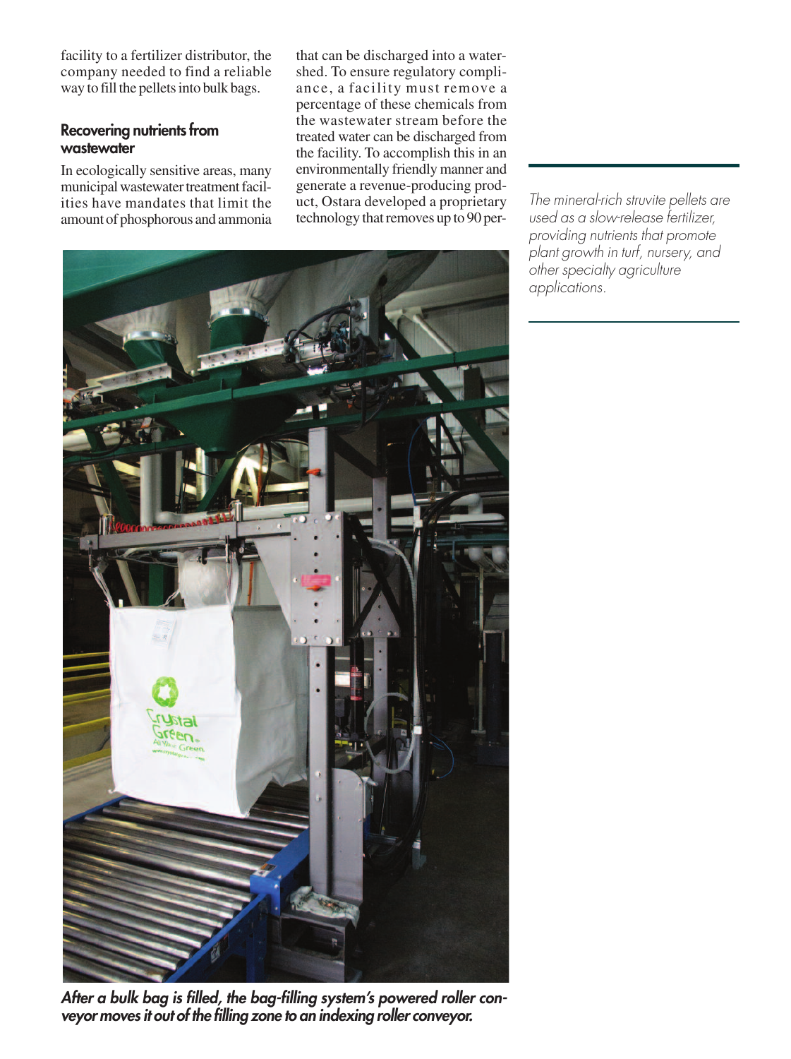facility to a fertilizer distributor, the company needed to find a reliable way to fill the pellets into bulk bags.

## Recovering nutrients from wastewater

In ecologically sensitive areas, many municipal wastewater treatment facilities have mandates that limit the amount of phosphorous and ammonia that can be discharged into a watershed. To ensure regulatory compliance, a facility must remove a percentage of these chemicals from the wastewater stream before the treated water can be discharged from the facility. To accomplish this in an environmentally friendly manner and generate a revenue-producing product, Ostara developed a proprietary technology that removes up to 90 per-

*The mineral-rich struvite pellets are used as a slow-release fertilizer, providing nutrients that promote plant growth in turf, nursery, and other specialty agriculture applications.*

***After a bulk bag is filled, the bag-filling system's powered roller conveyor moves it out of the filling zone to an indexing roller conveyor.***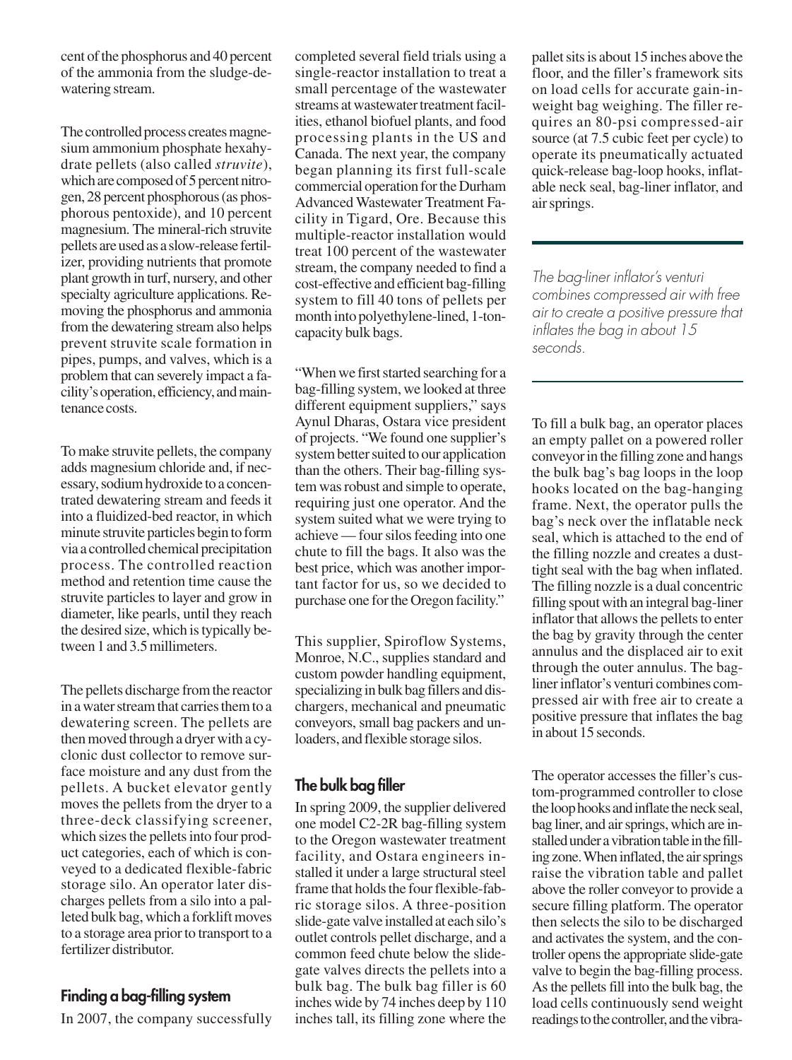cent of the phosphorus and 40 percent of the ammonia from the sludge-dewatering stream.

The controlled process creates magnesium ammonium phosphate hexahydrate pellets (also called *struvite*), which are composed of 5 percent nitrogen, 28 percent phosphorous (as phosphorous pentoxide), and 10 percent magnesium. The mineral-rich struvite pellets are used as a slow-release fertilizer, providing nutrients that promote plant growth in turf, nursery, and other specialty agriculture applications. Removing the phosphorus and ammonia from the dewatering stream also helps prevent struvite scale formation in pipes, pumps, and valves, which is a problem that can severely impact a facility's operation, efficiency, and maintenance costs.

To make struvite pellets, the company adds magnesium chloride and, if necessary, sodium hydroxide to a concentrated dewatering stream and feeds it into a fluidized-bed reactor, in which minute struvite particles begin to form via a controlled chemical precipitation process. The controlled reaction method and retention time cause the struvite particles to layer and grow in diameter, like pearls, until they reach the desired size, which is typically between 1 and 3.5 millimeters.

The pellets discharge from the reactor in a water stream that carries them to a dewatering screen. The pellets are then moved through a dryer with a cyclonic dust collector to remove surface moisture and any dust from the pellets. A bucket elevator gently moves the pellets from the dryer to a three-deck classifying screener, which sizes the pellets into four product categories, each of which is conveyed to a dedicated flexible-fabric storage silo. An operator later discharges pellets from a silo into a palleted bulk bag, which a forklift moves to a storage area prior to transport to a fertilizer distributor.

## Finding a bag-filling system

In 2007, the company successfully completed several field trials using a single-reactor installation to treat a small percentage of the wastewater streams at wastewater treatment facilities, ethanol biofuel plants, and food processing plants in the US and Canada. The next year, the company began planning its first full-scale commercial operation for the Durham Advanced Wastewater Treatment Facility in Tigard, Ore. Because this multiple-reactor installation would treat 100 percent of the wastewater stream, the company needed to find a cost-effective and efficient bag-filling system to fill 40 tons of pellets per month into polyethylene-lined, 1-ton-capacity bulk bags.

"When we first started searching for a bag-filling system, we looked at three different equipment suppliers," says Aynul Dharas, Ostara vice president of projects. "We found one supplier's system better suited to our application than the others. Their bag-filling system was robust and simple to operate, requiring just one operator. And the system suited what we were trying to achieve — four silos feeding into one chute to fill the bags. It also was the best price, which was another important factor for us, so we decided to purchase one for the Oregon facility."

This supplier, Spiroflow Systems, Monroe, N.C., supplies standard and custom powder handling equipment, specializing in bulk bag fillers and dischargers, mechanical and pneumatic conveyors, small bag packers and unloaders, and flexible storage silos.

## The bulk bag filler

In spring 2009, the supplier delivered one model C2-2R bag-filling system to the Oregon wastewater treatment facility, and Ostara engineers installed it under a large structural steel frame that holds the four flexible-fabric storage silos. A three-position slide-gate valve installed at each silo's outlet controls pellet discharge, and a common feed chute below the slide-gate valves directs the pellets into a bulk bag. The bulk bag filler is 60 inches wide by 74 inches deep by 110 inches tall, its filling zone where the pallet sits is about 15 inches above the floor, and the filler's framework sits on load cells for accurate gain-in-weight bag weighing. The filler requires an 80-psi compressed-air source (at 7.5 cubic feet per cycle) to operate its pneumatically actuated quick-release bag-loop hooks, inflatable neck seal, bag-liner inflator, and air springs.

*The bag-liner inflator's venturi combines compressed air with free air to create a positive pressure that inflates the bag in about 15 seconds.*

To fill a bulk bag, an operator places an empty pallet on a powered roller conveyor in the filling zone and hangs the bulk bag's bag loops in the loop hooks located on the bag-hanging frame. Next, the operator pulls the bag's neck over the inflatable neck seal, which is attached to the end of the filling nozzle and creates a dust-tight seal with the bag when inflated. The filling nozzle is a dual concentric filling spout with an integral bag-liner inflator that allows the pellets to enter the bag by gravity through the center annulus and the displaced air to exit through the outer annulus. The bag-liner inflator's venturi combines compressed air with free air to create a positive pressure that inflates the bag in about 15 seconds.

The operator accesses the filler's custom-programmed controller to close the loop hooks and inflate the neck seal, bag liner, and air springs, which are installed under a vibration table in the filling zone. When inflated, the air springs raise the vibration table and pallet above the roller conveyor to provide a secure filling platform. The operator then selects the silo to be discharged and activates the system, and the controller opens the appropriate slide-gate valve to begin the bag-filling process. As the pellets fill into the bulk bag, the load cells continuously send weight readings to the controller, and the vibra-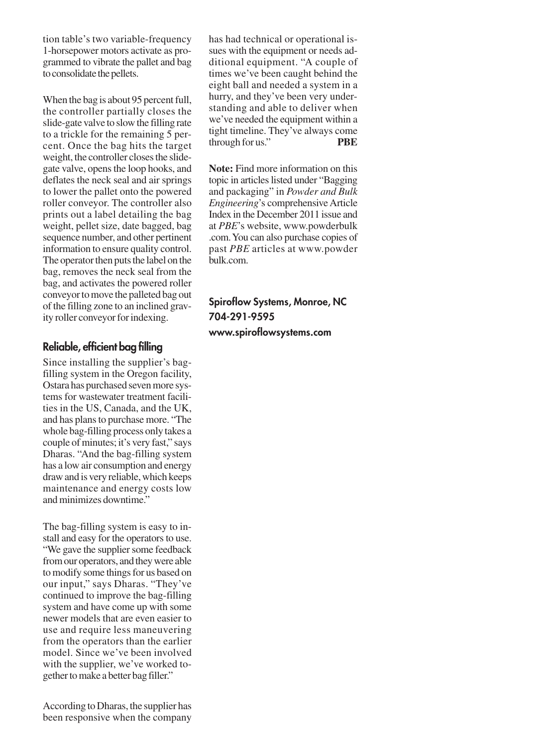tion table's two variable-frequency 1-horsepower motors activate as programmed to vibrate the pallet and bag to consolidate the pellets.

When the bag is about 95 percent full, the controller partially closes the slide-gate valve to slow the filling rate to a trickle for the remaining 5 percent. Once the bag hits the target weight, the controller closes the slide-gate valve, opens the loop hooks, and deflates the neck seal and air springs to lower the pallet onto the powered roller conveyor. The controller also prints out a label detailing the bag weight, pellet size, date bagged, bag sequence number, and other pertinent information to ensure quality control. The operator then puts the label on the bag, removes the neck seal from the bag, and activates the powered roller conveyor to move the palleted bag out of the filling zone to an inclined gravity roller conveyor for indexing.

## Reliable, efficient bag filling

Since installing the supplier's bag-filling system in the Oregon facility, Ostara has purchased seven more systems for wastewater treatment facilities in the US, Canada, and the UK, and has plans to purchase more. "The whole bag-filling process only takes a couple of minutes; it's very fast," says Dharas. "And the bag-filling system has a low air consumption and energy draw and is very reliable, which keeps maintenance and energy costs low and minimizes downtime."

The bag-filling system is easy to install and easy for the operators to use. "We gave the supplier some feedback from our operators, and they were able to modify some things for us based on our input," says Dharas. "They've continued to improve the bag-filling system and have come up with some newer models that are even easier to use and require less maneuvering from the operators than the earlier model. Since we've been involved with the supplier, we've worked together to make a better bag filler."

According to Dharas, the supplier has been responsive when the company has had technical or operational issues with the equipment or needs additional equipment. "A couple of times we've been caught behind the eight ball and needed a system in a hurry, and they've been very understanding and able to deliver when we've needed the equipment within a tight timeline. They've always come through for us." **PBE**

**Note:** Find more information on this topic in articles listed under "Bagging and packaging" in *Powder and Bulk Engineering*'s comprehensive Article Index in the December 2011 issue and at *PBE*'s website, www.powderbulk.com. You can also purchase copies of past *PBE* articles at www.powderbulk.com.

**Spiroflow Systems, Monroe, NC**
**704-291-9595**
**www.spiroflowsystems.com**